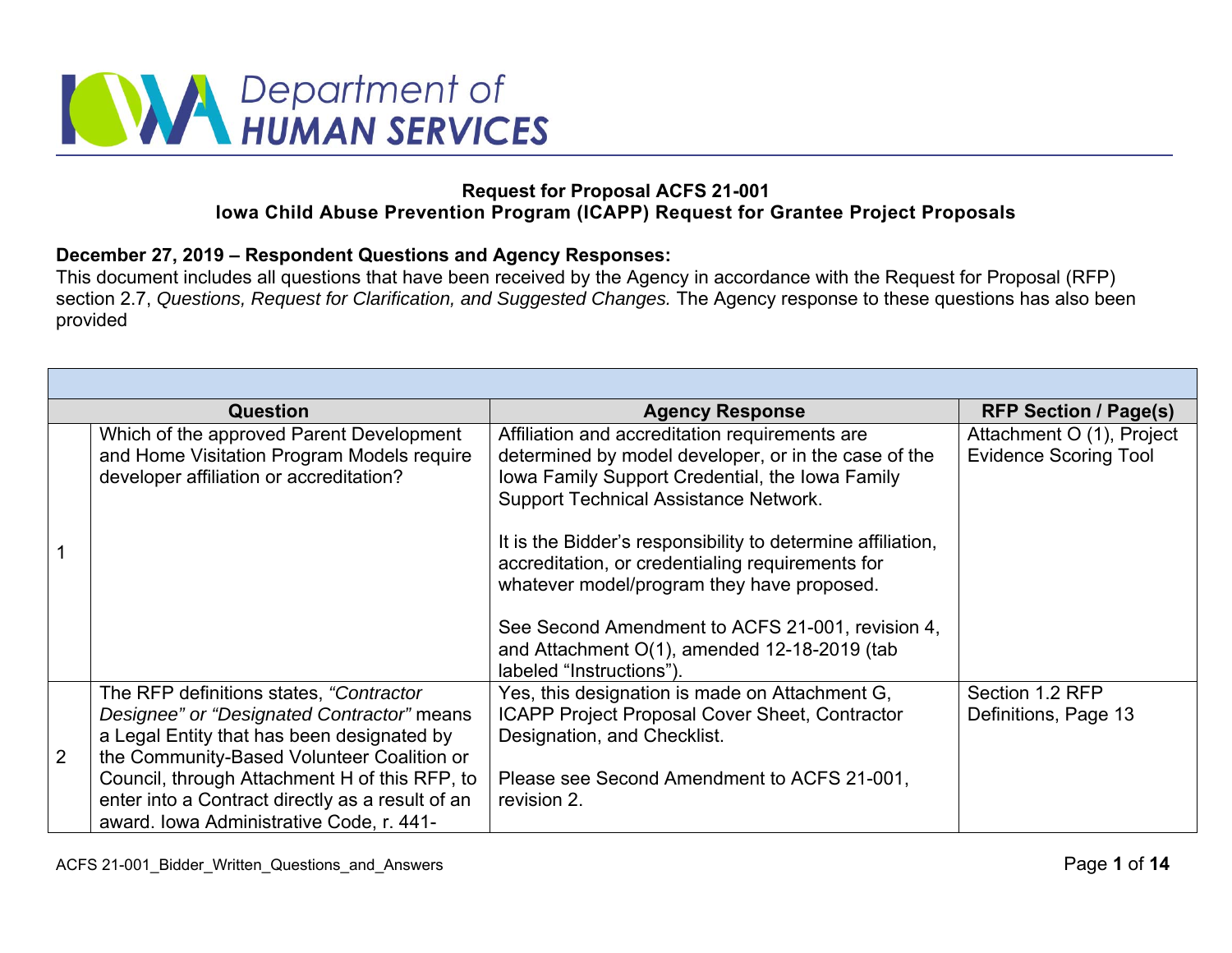Iowa Department of HUMAN SERVICES

**Request for Proposal ACFS 21-001**
**Iowa Child Abuse Prevention Program (ICAPP) Request for Grantee Project Proposals**

**December 27, 2019 – Respondent Questions and Agency Responses:**
This document includes all questions that have been received by the Agency in accordance with the Request for Proposal (RFP) section 2.7, *Questions, Request for Clarification, and Suggested Changes.* The Agency response to these questions has also been provided

| | Question | Agency Response | RFP Section / Page(s) |
|---|---|---|---|
| 1 | Which of the approved Parent Development and Home Visitation Program Models require developer affiliation or accreditation? | Affiliation and accreditation requirements are determined by model developer, or in the case of the Iowa Family Support Credential, the Iowa Family Support Technical Assistance Network.<br><br>It is the Bidder's responsibility to determine affiliation, accreditation, or credentialing requirements for whatever model/program they have proposed.<br><br>See Second Amendment to ACFS 21-001, revision 4, and Attachment O(1), amended 12-18-2019 (tab labeled "Instructions"). | Attachment O (1), Project Evidence Scoring Tool |
| 2 | The RFP definitions states, *"Contractor Designee" or "Designated Contractor"* means a Legal Entity that has been designated by the Community-Based Volunteer Coalition or Council, through Attachment H of this RFP, to enter into a Contract directly as a result of an award. Iowa Administrative Code, r. 441- | Yes, this designation is made on Attachment G, ICAPP Project Proposal Cover Sheet, Contractor Designation, and Checklist.<br><br>Please see Second Amendment to ACFS 21-001, revision 2. | Section 1.2 RFP Definitions, Page 13 |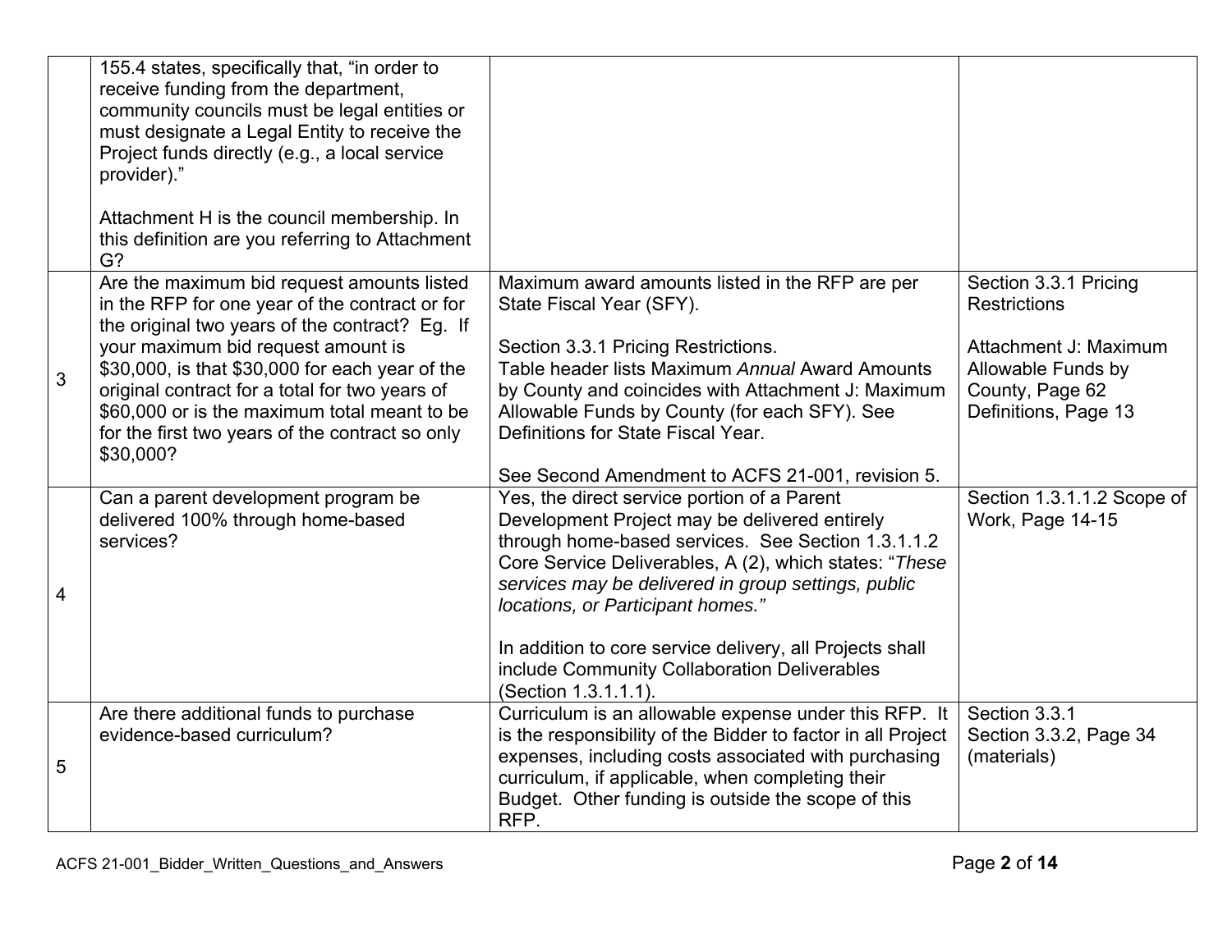| | | | |
|---|---|---|---|
| | 155.4 states, specifically that, "in order to receive funding from the department, community councils must be legal entities or must designate a Legal Entity to receive the Project funds directly (e.g., a local service provider)."<br><br>Attachment H is the council membership. In this definition are you referring to Attachment G? | | |
| 3 | Are the maximum bid request amounts listed in the RFP for one year of the contract or for the original two years of the contract? Eg. If your maximum bid request amount is $30,000, is that $30,000 for each year of the original contract for a total for two years of $60,000 or is the maximum total meant to be for the first two years of the contract so only $30,000? | Maximum award amounts listed in the RFP are per State Fiscal Year (SFY).<br><br>Section 3.3.1 Pricing Restrictions.<br>Table header lists Maximum *Annual* Award Amounts by County and coincides with Attachment J: Maximum Allowable Funds by County (for each SFY). See Definitions for State Fiscal Year.<br><br>See Second Amendment to ACFS 21-001, revision 5. | Section 3.3.1 Pricing Restrictions<br><br>Attachment J: Maximum Allowable Funds by County, Page 62<br>Definitions, Page 13 |
| 4 | Can a parent development program be delivered 100% through home-based services? | Yes, the direct service portion of a Parent Development Project may be delivered entirely through home-based services. See Section 1.3.1.1.2 Core Service Deliverables, A (2), which states: "*These services may be delivered in group settings, public locations, or Participant homes."*<br><br>In addition to core service delivery, all Projects shall include Community Collaboration Deliverables (Section 1.3.1.1.1). | Section 1.3.1.1.2 Scope of Work, Page 14-15 |
| 5 | Are there additional funds to purchase evidence-based curriculum? | Curriculum is an allowable expense under this RFP. It is the responsibility of the Bidder to factor in all Project expenses, including costs associated with purchasing curriculum, if applicable, when completing their Budget. Other funding is outside the scope of this RFP. | Section 3.3.1<br>Section 3.3.2, Page 34 (materials) |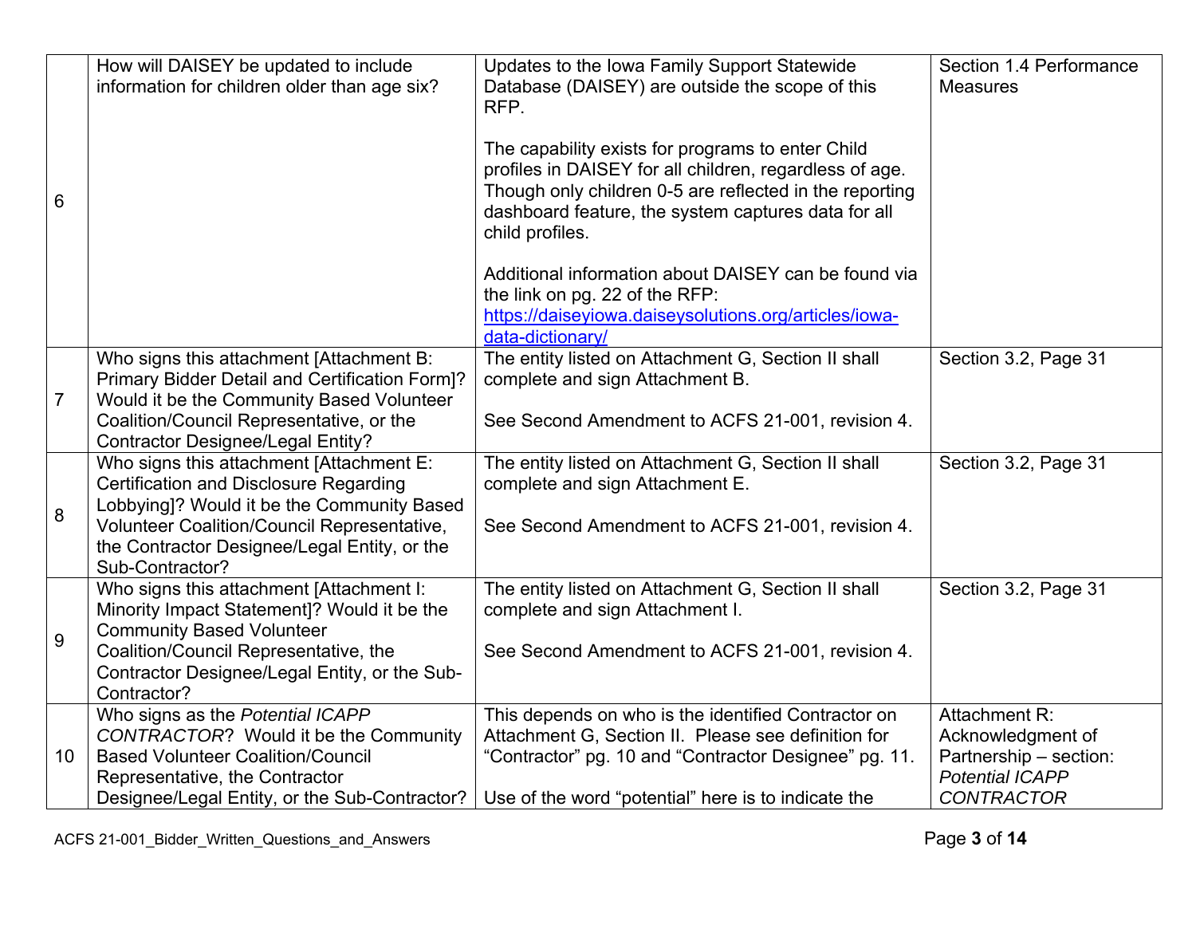| | | | |
|---|---|---|---|
| 6 | How will DAISEY be updated to include information for children older than age six? | Updates to the Iowa Family Support Statewide Database (DAISEY) are outside the scope of this RFP.<br><br>The capability exists for programs to enter Child profiles in DAISEY for all children, regardless of age. Though only children 0-5 are reflected in the reporting dashboard feature, the system captures data for all child profiles.<br><br>Additional information about DAISEY can be found via the link on pg. 22 of the RFP: [https://daiseyiowa.daiseysolutions.org/articles/iowa-data-dictionary/](https://daiseyiowa.daiseysolutions.org/articles/iowa-data-dictionary/) | Section 1.4 Performance Measures |
| 7 | Who signs this attachment [Attachment B: Primary Bidder Detail and Certification Form]? Would it be the Community Based Volunteer Coalition/Council Representative, or the Contractor Designee/Legal Entity? | The entity listed on Attachment G, Section II shall complete and sign Attachment B.<br><br>See Second Amendment to ACFS 21-001, revision 4. | Section 3.2, Page 31 |
| 8 | Who signs this attachment [Attachment E: Certification and Disclosure Regarding Lobbying]? Would it be the Community Based Volunteer Coalition/Council Representative, the Contractor Designee/Legal Entity, or the Sub-Contractor? | The entity listed on Attachment G, Section II shall complete and sign Attachment E.<br><br>See Second Amendment to ACFS 21-001, revision 4. | Section 3.2, Page 31 |
| 9 | Who signs this attachment [Attachment I: Minority Impact Statement]? Would it be the Community Based Volunteer Coalition/Council Representative, the Contractor Designee/Legal Entity, or the Sub-Contractor? | The entity listed on Attachment G, Section II shall complete and sign Attachment I.<br><br>See Second Amendment to ACFS 21-001, revision 4. | Section 3.2, Page 31 |
| 10 | Who signs as the *Potential ICAPP CONTRACTOR*? Would it be the Community Based Volunteer Coalition/Council Representative, the Contractor Designee/Legal Entity, or the Sub-Contractor? | This depends on who is the identified Contractor on Attachment G, Section II. Please see definition for "Contractor" pg. 10 and "Contractor Designee" pg. 11.<br><br>Use of the word "potential" here is to indicate the | Attachment R: Acknowledgment of Partnership – section: *Potential ICAPP CONTRACTOR* |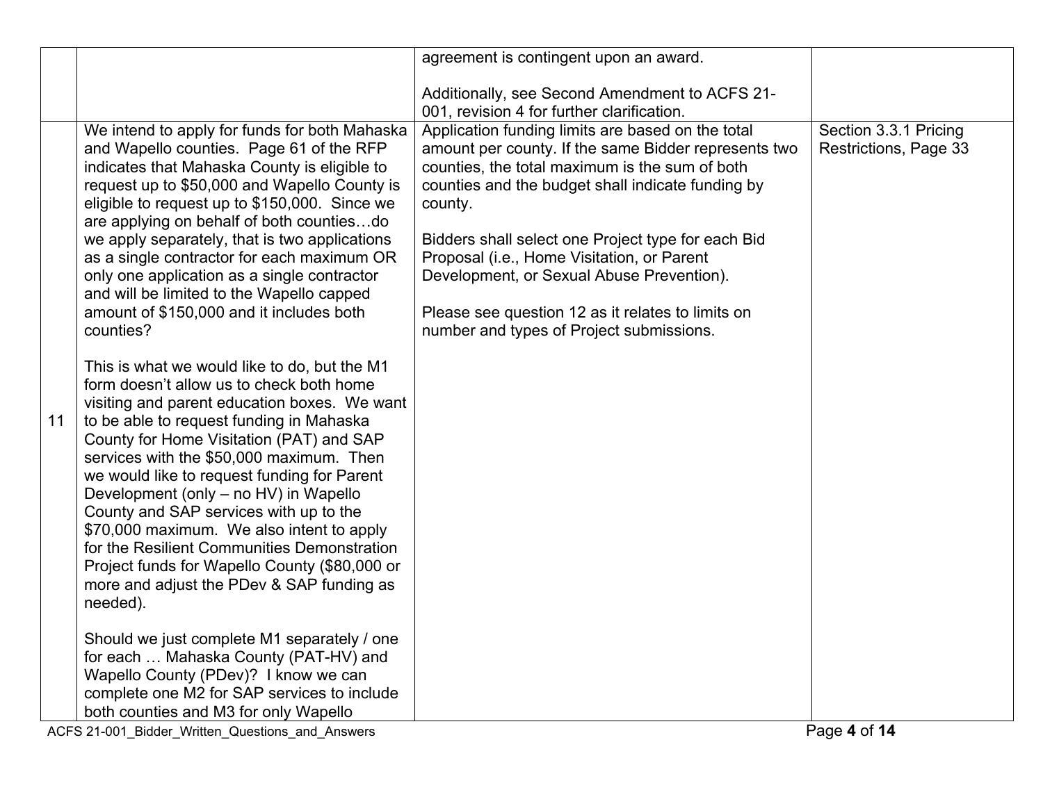| | | | |
|---|---|---|---|
| | | agreement is contingent upon an award.<br><br>Additionally, see Second Amendment to ACFS 21-001, revision 4 for further clarification. | |
| 11 | We intend to apply for funds for both Mahaska and Wapello counties. Page 61 of the RFP indicates that Mahaska County is eligible to request up to $50,000 and Wapello County is eligible to request up to $150,000. Since we are applying on behalf of both counties…do we apply separately, that is two applications as a single contractor for each maximum OR only one application as a single contractor and will be limited to the Wapello capped amount of $150,000 and it includes both counties?<br><br>This is what we would like to do, but the M1 form doesn't allow us to check both home visiting and parent education boxes. We want to be able to request funding in Mahaska County for Home Visitation (PAT) and SAP services with the $50,000 maximum. Then we would like to request funding for Parent Development (only – no HV) in Wapello County and SAP services with up to the $70,000 maximum. We also intent to apply for the Resilient Communities Demonstration Project funds for Wapello County ($80,000 or more and adjust the PDev & SAP funding as needed).<br><br>Should we just complete M1 separately / one for each … Mahaska County (PAT-HV) and Wapello County (PDev)? I know we can complete one M2 for SAP services to include both counties and M3 for only Wapello | Application funding limits are based on the total amount per county. If the same Bidder represents two counties, the total maximum is the sum of both counties and the budget shall indicate funding by county.<br><br>Bidders shall select one Project type for each Bid Proposal (i.e., Home Visitation, or Parent Development, or Sexual Abuse Prevention).<br><br>Please see question 12 as it relates to limits on number and types of Project submissions. | Section 3.3.1 Pricing Restrictions, Page 33 |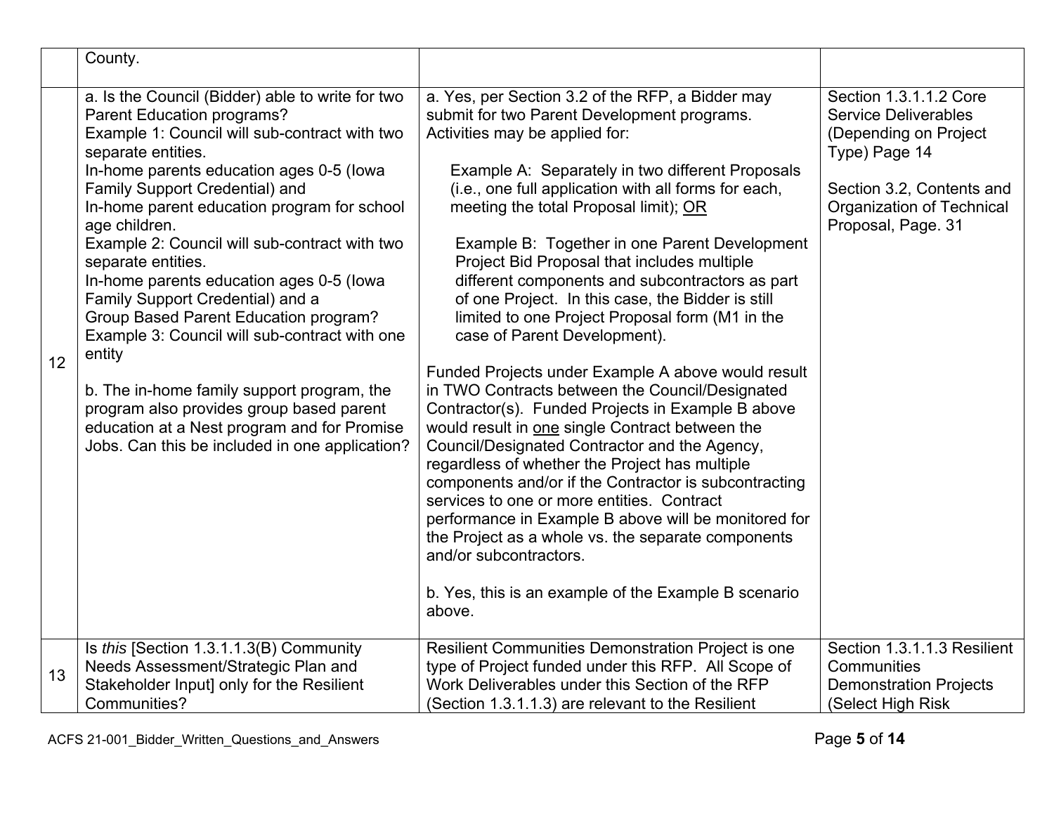| | | | |
|---|---|---|---|
| | County. | | |
| 12 | a. Is the Council (Bidder) able to write for two Parent Education programs?<br>Example 1: Council will sub-contract with two separate entities.<br>In-home parents education ages 0-5 (Iowa Family Support Credential) and<br>In-home parent education program for school age children.<br>Example 2: Council will sub-contract with two separate entities.<br>In-home parents education ages 0-5 (Iowa Family Support Credential) and a<br>Group Based Parent Education program?<br>Example 3: Council will sub-contract with one entity<br><br>b. The in-home family support program, the program also provides group based parent education at a Nest program and for Promise Jobs. Can this be included in one application? | a. Yes, per Section 3.2 of the RFP, a Bidder may submit for two Parent Development programs. Activities may be applied for:<br><br>Example A: Separately in two different Proposals (i.e., one full application with all forms for each, meeting the total Proposal limit); <u>OR</u><br><br>Example B: Together in one Parent Development Project Bid Proposal that includes multiple different components and subcontractors as part of one Project. In this case, the Bidder is still limited to one Project Proposal form (M1 in the case of Parent Development).<br><br>Funded Projects under Example A above would result in TWO Contracts between the Council/Designated Contractor(s). Funded Projects in Example B above would result in <u>one</u> single Contract between the Council/Designated Contractor and the Agency, regardless of whether the Project has multiple components and/or if the Contractor is subcontracting services to one or more entities. Contract performance in Example B above will be monitored for the Project as a whole vs. the separate components and/or subcontractors.<br><br>b. Yes, this is an example of the Example B scenario above. | Section 1.3.1.1.2 Core Service Deliverables (Depending on Project Type) Page 14<br><br>Section 3.2, Contents and Organization of Technical Proposal, Page. 31 |
| 13 | Is *this* [Section 1.3.1.1.3(B) Community Needs Assessment/Strategic Plan and Stakeholder Input] only for the Resilient Communities? | Resilient Communities Demonstration Project is one type of Project funded under this RFP. All Scope of Work Deliverables under this Section of the RFP (Section 1.3.1.1.3) are relevant to the Resilient | Section 1.3.1.1.3 Resilient Communities Demonstration Projects (Select High Risk |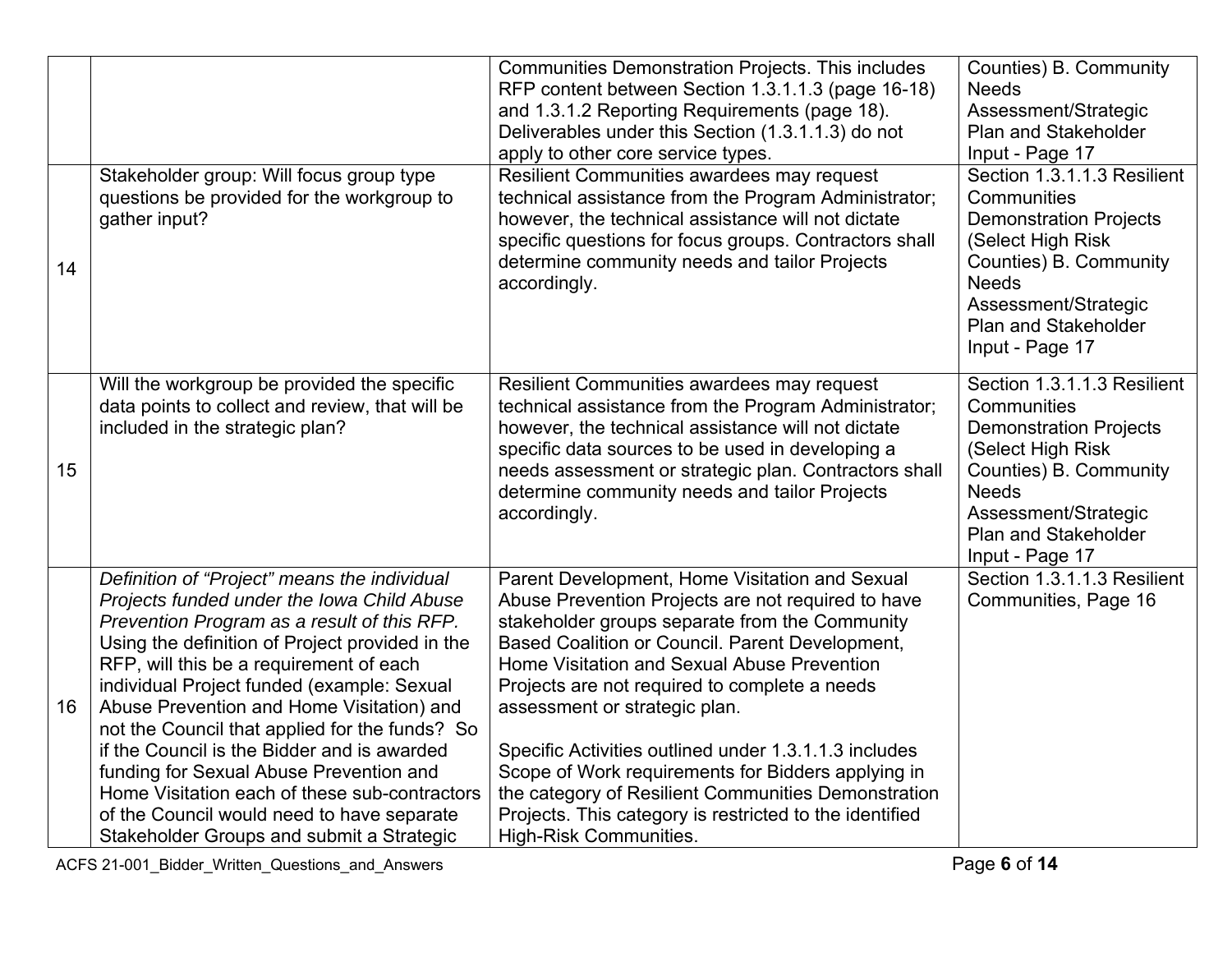| | | | |
|---|---|---|---|
| | | Communities Demonstration Projects. This includes RFP content between Section 1.3.1.1.3 (page 16-18) and 1.3.1.2 Reporting Requirements (page 18). Deliverables under this Section (1.3.1.1.3) do not apply to other core service types. | Counties) B. Community Needs Assessment/Strategic Plan and Stakeholder Input - Page 17 |
| 14 | Stakeholder group: Will focus group type questions be provided for the workgroup to gather input? | Resilient Communities awardees may request technical assistance from the Program Administrator; however, the technical assistance will not dictate specific questions for focus groups. Contractors shall determine community needs and tailor Projects accordingly. | Section 1.3.1.1.3 Resilient Communities Demonstration Projects (Select High Risk Counties) B. Community Needs Assessment/Strategic Plan and Stakeholder Input - Page 17 |
| 15 | Will the workgroup be provided the specific data points to collect and review, that will be included in the strategic plan? | Resilient Communities awardees may request technical assistance from the Program Administrator; however, the technical assistance will not dictate specific data sources to be used in developing a needs assessment or strategic plan. Contractors shall determine community needs and tailor Projects accordingly. | Section 1.3.1.1.3 Resilient Communities Demonstration Projects (Select High Risk Counties) B. Community Needs Assessment/Strategic Plan and Stakeholder Input - Page 17 |
| 16 | *Definition of "Project" means the individual Projects funded under the Iowa Child Abuse Prevention Program as a result of this RFP.* Using the definition of Project provided in the RFP, will this be a requirement of each individual Project funded (example: Sexual Abuse Prevention and Home Visitation) and not the Council that applied for the funds? So if the Council is the Bidder and is awarded funding for Sexual Abuse Prevention and Home Visitation each of these sub-contractors of the Council would need to have separate Stakeholder Groups and submit a Strategic | Parent Development, Home Visitation and Sexual Abuse Prevention Projects are not required to have stakeholder groups separate from the Community Based Coalition or Council. Parent Development, Home Visitation and Sexual Abuse Prevention Projects are not required to complete a needs assessment or strategic plan.<br><br>Specific Activities outlined under 1.3.1.1.3 includes Scope of Work requirements for Bidders applying in the category of Resilient Communities Demonstration Projects. This category is restricted to the identified High-Risk Communities. | Section 1.3.1.1.3 Resilient Communities, Page 16 |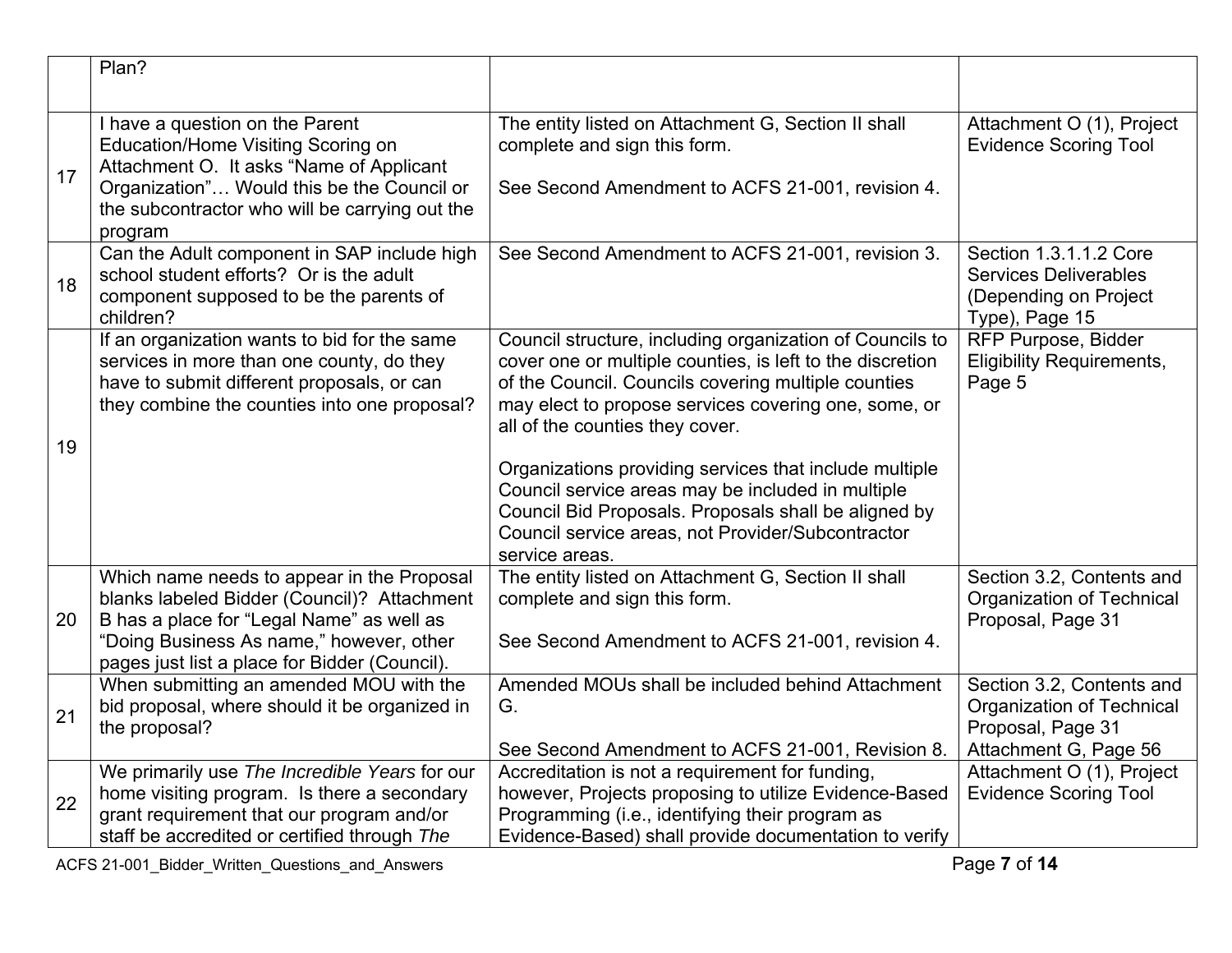| | | | |
|---|---|---|---|
| | Plan? | | |
| 17 | I have a question on the Parent Education/Home Visiting Scoring on Attachment O. It asks "Name of Applicant Organization"… Would this be the Council or the subcontractor who will be carrying out the program | The entity listed on Attachment G, Section II shall complete and sign this form.<br><br>See Second Amendment to ACFS 21-001, revision 4. | Attachment O (1), Project Evidence Scoring Tool |
| 18 | Can the Adult component in SAP include high school student efforts? Or is the adult component supposed to be the parents of children? | See Second Amendment to ACFS 21-001, revision 3. | Section 1.3.1.1.2 Core Services Deliverables (Depending on Project Type), Page 15 |
| 19 | If an organization wants to bid for the same services in more than one county, do they have to submit different proposals, or can they combine the counties into one proposal? | Council structure, including organization of Councils to cover one or multiple counties, is left to the discretion of the Council. Councils covering multiple counties may elect to propose services covering one, some, or all of the counties they cover.<br><br>Organizations providing services that include multiple Council service areas may be included in multiple Council Bid Proposals. Proposals shall be aligned by Council service areas, not Provider/Subcontractor service areas. | RFP Purpose, Bidder Eligibility Requirements, Page 5 |
| 20 | Which name needs to appear in the Proposal blanks labeled Bidder (Council)? Attachment B has a place for "Legal Name" as well as "Doing Business As name," however, other pages just list a place for Bidder (Council). | The entity listed on Attachment G, Section II shall complete and sign this form.<br><br>See Second Amendment to ACFS 21-001, revision 4. | Section 3.2, Contents and Organization of Technical Proposal, Page 31 |
| 21 | When submitting an amended MOU with the bid proposal, where should it be organized in the proposal? | Amended MOUs shall be included behind Attachment G.<br><br>See Second Amendment to ACFS 21-001, Revision 8. | Section 3.2, Contents and Organization of Technical Proposal, Page 31<br>Attachment G, Page 56 |
| 22 | We primarily use *The Incredible Years* for our home visiting program. Is there a secondary grant requirement that our program and/or staff be accredited or certified through *The* | Accreditation is not a requirement for funding, however, Projects proposing to utilize Evidence-Based Programming (i.e., identifying their program as Evidence-Based) shall provide documentation to verify | Attachment O (1), Project Evidence Scoring Tool |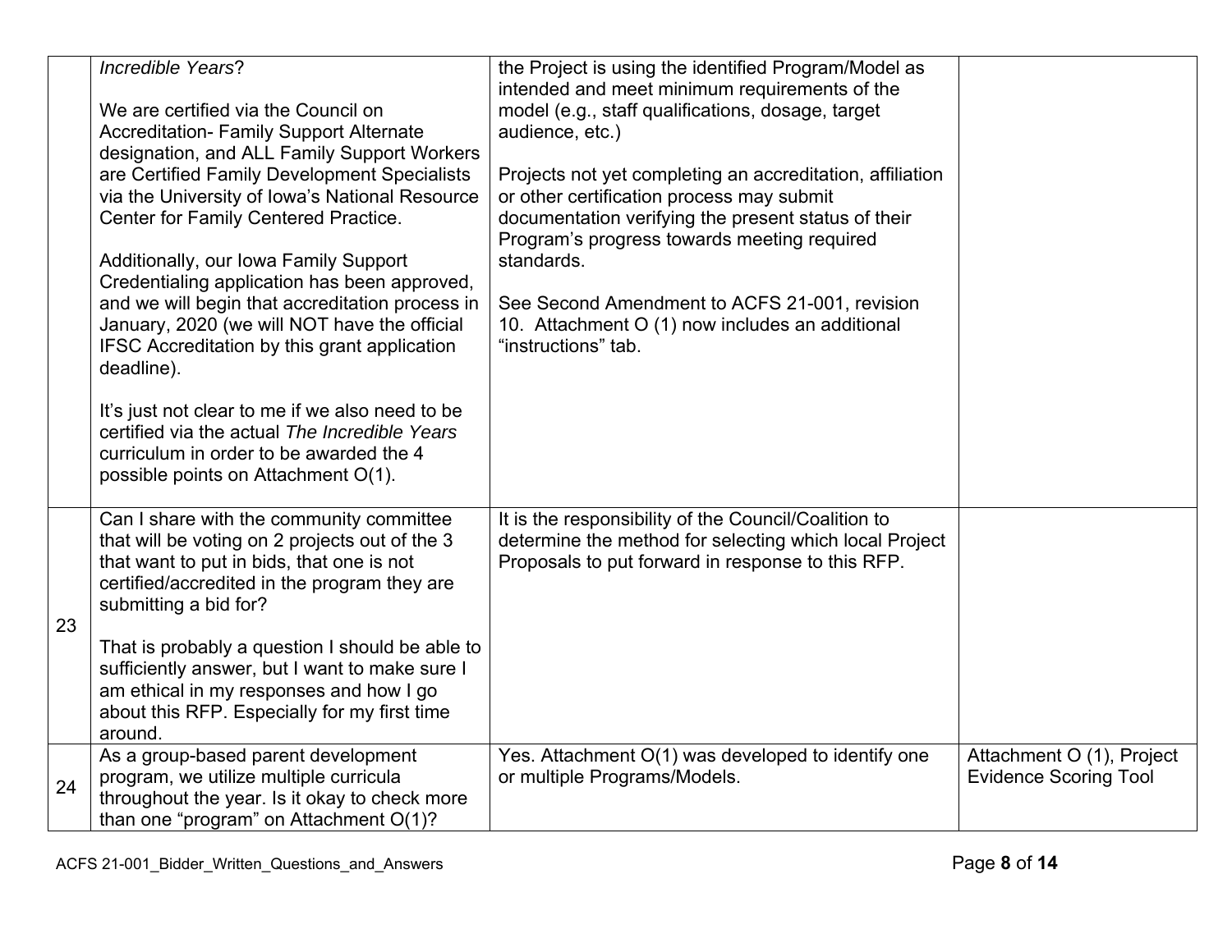| | | | |
|---|---|---|---|
| | *Incredible Years*?<br><br>We are certified via the Council on Accreditation- Family Support Alternate designation, and ALL Family Support Workers are Certified Family Development Specialists via the University of Iowa's National Resource Center for Family Centered Practice.<br><br>Additionally, our Iowa Family Support Credentialing application has been approved, and we will begin that accreditation process in January, 2020 (we will NOT have the official IFSC Accreditation by this grant application deadline).<br><br>It's just not clear to me if we also need to be certified via the actual *The Incredible Years* curriculum in order to be awarded the 4 possible points on Attachment O(1). | the Project is using the identified Program/Model as intended and meet minimum requirements of the model (e.g., staff qualifications, dosage, target audience, etc.)<br><br>Projects not yet completing an accreditation, affiliation or other certification process may submit documentation verifying the present status of their Program's progress towards meeting required standards.<br><br>See Second Amendment to ACFS 21-001, revision 10. Attachment O (1) now includes an additional "instructions" tab. | |
| 23 | Can I share with the community committee that will be voting on 2 projects out of the 3 that want to put in bids, that one is not certified/accredited in the program they are submitting a bid for?<br><br>That is probably a question I should be able to sufficiently answer, but I want to make sure I am ethical in my responses and how I go about this RFP. Especially for my first time around. | It is the responsibility of the Council/Coalition to determine the method for selecting which local Project Proposals to put forward in response to this RFP. | |
| 24 | As a group-based parent development program, we utilize multiple curricula throughout the year. Is it okay to check more than one "program" on Attachment O(1)? | Yes. Attachment O(1) was developed to identify one or multiple Programs/Models. | Attachment O (1), Project Evidence Scoring Tool |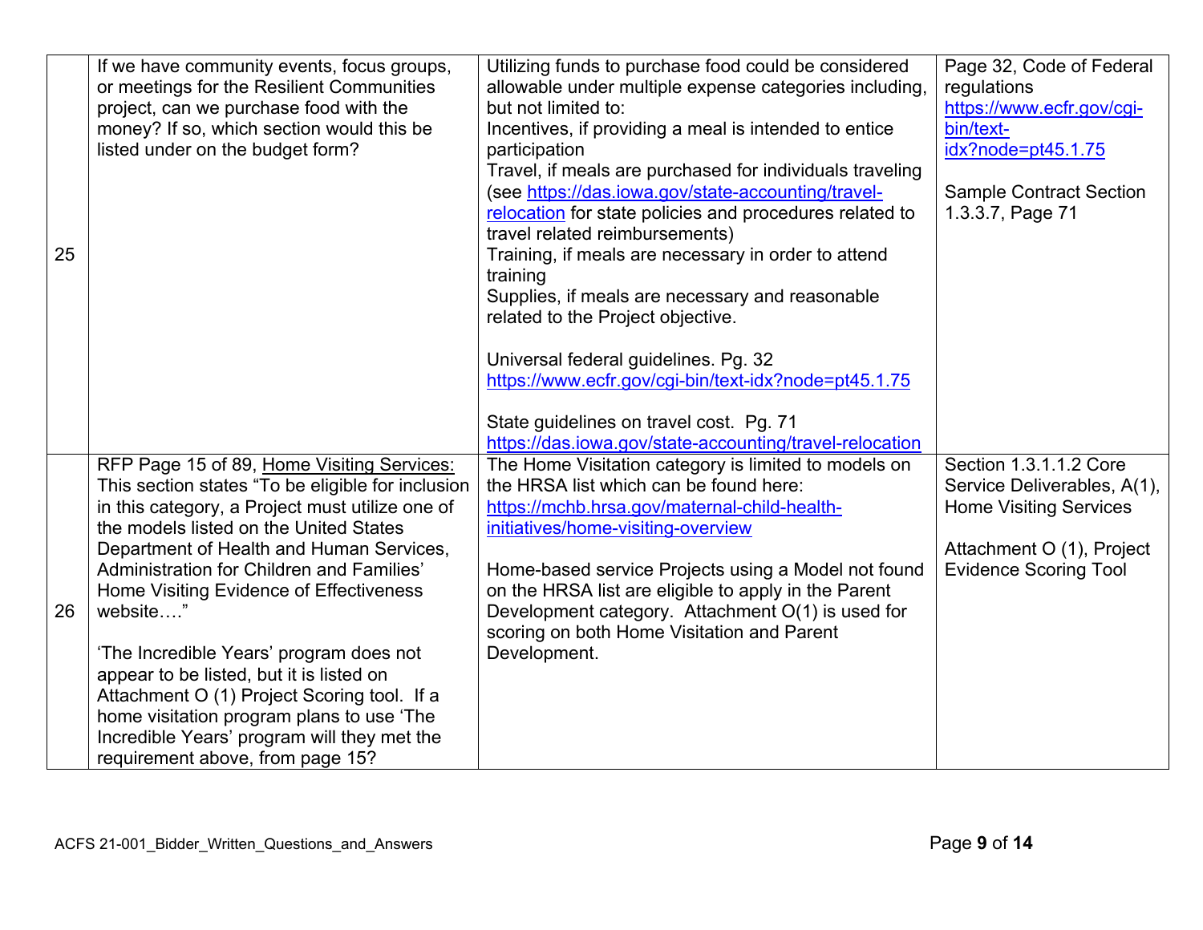| | | | |
|---|---|---|---|
| 25 | If we have community events, focus groups, or meetings for the Resilient Communities project, can we purchase food with the money? If so, which section would this be listed under on the budget form? | Utilizing funds to purchase food could be considered allowable under multiple expense categories including, but not limited to:<br>Incentives, if providing a meal is intended to entice participation<br>Travel, if meals are purchased for individuals traveling (see https://das.iowa.gov/state-accounting/travel-relocation for state policies and procedures related to travel related reimbursements)<br>Training, if meals are necessary in order to attend training<br>Supplies, if meals are necessary and reasonable related to the Project objective.<br><br>Universal federal guidelines. Pg. 32<br>https://www.ecfr.gov/cgi-bin/text-idx?node=pt45.1.75<br><br>State guidelines on travel cost. Pg. 71<br>https://das.iowa.gov/state-accounting/travel-relocation | Page 32, Code of Federal regulations<br>https://www.ecfr.gov/cgi-bin/text-idx?node=pt45.1.75<br><br>Sample Contract Section 1.3.3.7, Page 71 |
| 26 | RFP Page 15 of 89, Home Visiting Services: This section states "To be eligible for inclusion in this category, a Project must utilize one of the models listed on the United States Department of Health and Human Services, Administration for Children and Families' Home Visiting Evidence of Effectiveness website…."<br><br>'The Incredible Years' program does not appear to be listed, but it is listed on Attachment O (1) Project Scoring tool. If a home visitation program plans to use 'The Incredible Years' program will they met the requirement above, from page 15? | The Home Visitation category is limited to models on the HRSA list which can be found here: https://mchb.hrsa.gov/maternal-child-health-initiatives/home-visiting-overview<br><br>Home-based service Projects using a Model not found on the HRSA list are eligible to apply in the Parent Development category. Attachment O(1) is used for scoring on both Home Visitation and Parent Development. | Section 1.3.1.1.2 Core Service Deliverables, A(1), Home Visiting Services<br><br>Attachment O (1), Project Evidence Scoring Tool |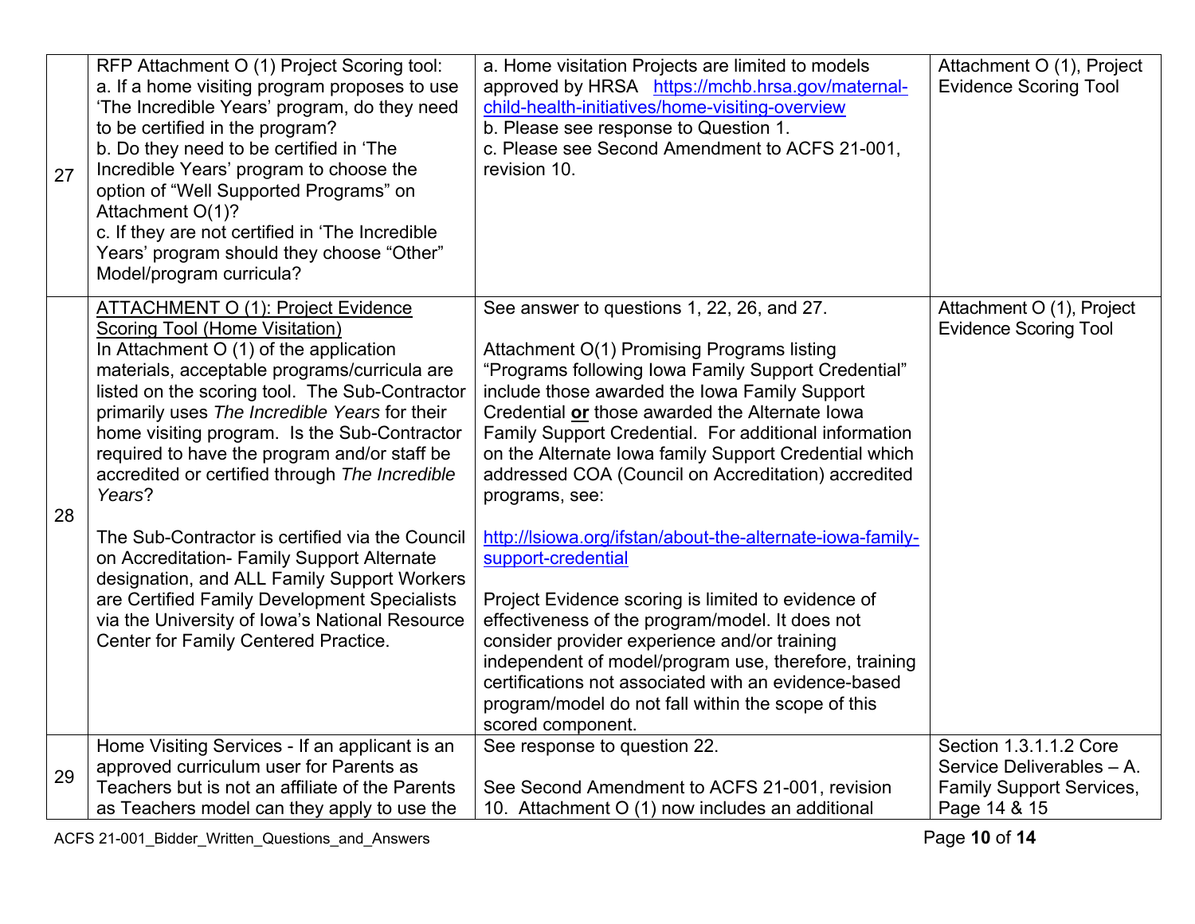| | | | |
|---|---|---|---|
| 27 | RFP Attachment O (1) Project Scoring tool:<br>a. If a home visiting program proposes to use 'The Incredible Years' program, do they need to be certified in the program?<br>b. Do they need to be certified in 'The Incredible Years' program to choose the option of "Well Supported Programs" on Attachment O(1)?<br>c. If they are not certified in 'The Incredible Years' program should they choose "Other" Model/program curricula? | a. Home visitation Projects are limited to models approved by HRSA [https://mchb.hrsa.gov/maternal-child-health-initiatives/home-visiting-overview](https://mchb.hrsa.gov/maternal-child-health-initiatives/home-visiting-overview)<br>b. Please see response to Question 1.<br>c. Please see Second Amendment to ACFS 21-001, revision 10. | Attachment O (1), Project Evidence Scoring Tool |
| 28 | <u>ATTACHMENT O (1): Project Evidence Scoring Tool (Home Visitation)</u><br>In Attachment O (1) of the application materials, acceptable programs/curricula are listed on the scoring tool. The Sub-Contractor primarily uses *The Incredible Years* for their home visiting program. Is the Sub-Contractor required to have the program and/or staff be accredited or certified through *The Incredible Years*?<br><br>The Sub-Contractor is certified via the Council on Accreditation- Family Support Alternate designation, and ALL Family Support Workers are Certified Family Development Specialists via the University of Iowa's National Resource Center for Family Centered Practice. | See answer to questions 1, 22, 26, and 27.<br><br>Attachment O(1) Promising Programs listing "Programs following Iowa Family Support Credential" include those awarded the Iowa Family Support Credential **<u>or</u>** those awarded the Alternate Iowa Family Support Credential. For additional information on the Alternate Iowa family Support Credential which addressed COA (Council on Accreditation) accredited programs, see:<br><br>[http://lsiowa.org/ifstan/about-the-alternate-iowa-family-support-credential](http://lsiowa.org/ifstan/about-the-alternate-iowa-family-support-credential)<br><br>Project Evidence scoring is limited to evidence of effectiveness of the program/model. It does not consider provider experience and/or training independent of model/program use, therefore, training certifications not associated with an evidence-based program/model do not fall within the scope of this scored component. | Attachment O (1), Project Evidence Scoring Tool |
| 29 | Home Visiting Services - If an applicant is an approved curriculum user for Parents as Teachers but is not an affiliate of the Parents as Teachers model can they apply to use the | See response to question 22.<br><br>See Second Amendment to ACFS 21-001, revision 10. Attachment O (1) now includes an additional | Section 1.3.1.1.2 Core Service Deliverables – A. Family Support Services, Page 14 & 15 |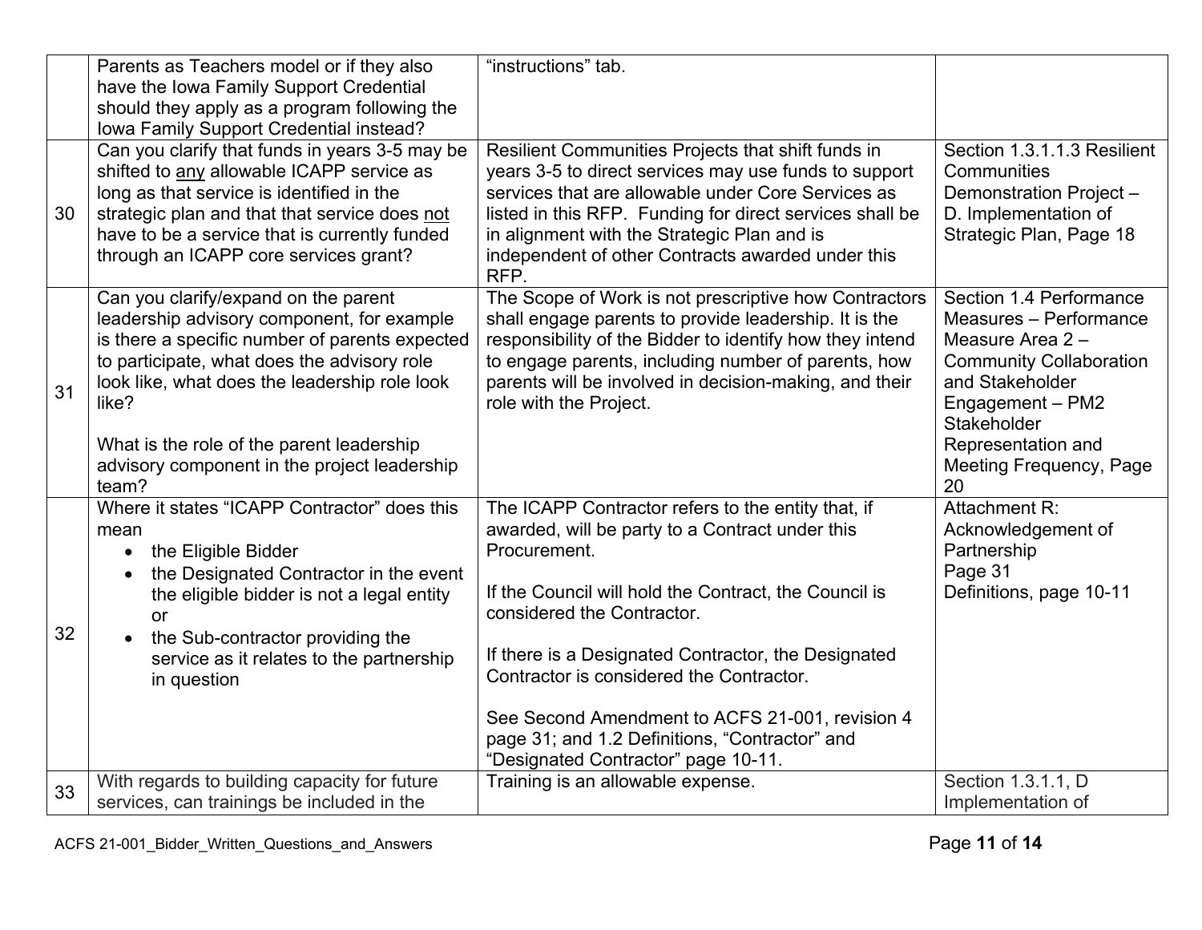| | | | |
|---|---|---|---|
| | Parents as Teachers model or if they also have the Iowa Family Support Credential should they apply as a program following the Iowa Family Support Credential instead? | "instructions" tab. | |
| 30 | Can you clarify that funds in years 3-5 may be shifted to <u>any</u> allowable ICAPP service as long as that service is identified in the strategic plan and that that service does <u>not</u> have to be a service that is currently funded through an ICAPP core services grant? | Resilient Communities Projects that shift funds in years 3-5 to direct services may use funds to support services that are allowable under Core Services as listed in this RFP. Funding for direct services shall be in alignment with the Strategic Plan and is independent of other Contracts awarded under this RFP. | Section 1.3.1.1.3 Resilient Communities Demonstration Project – D. Implementation of Strategic Plan, Page 18 |
| 31 | Can you clarify/expand on the parent leadership advisory component, for example is there a specific number of parents expected to participate, what does the advisory role look like, what does the leadership role look like?<br><br>What is the role of the parent leadership advisory component in the project leadership team? | The Scope of Work is not prescriptive how Contractors shall engage parents to provide leadership. It is the responsibility of the Bidder to identify how they intend to engage parents, including number of parents, how parents will be involved in decision-making, and their role with the Project. | Section 1.4 Performance Measures – Performance Measure Area 2 – Community Collaboration and Stakeholder Engagement – PM2 Stakeholder Representation and Meeting Frequency, Page 20 |
| 32 | Where it states "ICAPP Contractor" does this mean<br>• the Eligible Bidder<br>• the Designated Contractor in the event the eligible bidder is not a legal entity or<br>• the Sub-contractor providing the service as it relates to the partnership in question | The ICAPP Contractor refers to the entity that, if awarded, will be party to a Contract under this Procurement.<br><br>If the Council will hold the Contract, the Council is considered the Contractor.<br><br>If there is a Designated Contractor, the Designated Contractor is considered the Contractor.<br><br>See Second Amendment to ACFS 21-001, revision 4 page 31; and 1.2 Definitions, "Contractor" and "Designated Contractor" page 10-11. | Attachment R: Acknowledgement of Partnership<br>Page 31<br>Definitions, page 10-11 |
| 33 | With regards to building capacity for future services, can trainings be included in the | Training is an allowable expense. | Section 1.3.1.1, D Implementation of |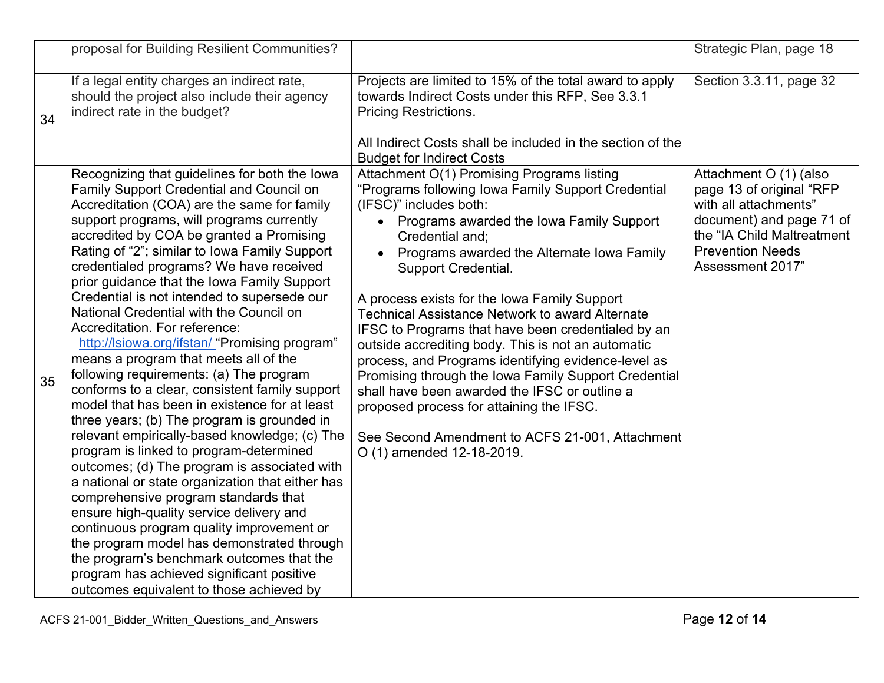|  |  |  |  |
|---|---|---|---|
|  | proposal for Building Resilient Communities? |  | Strategic Plan, page 18 |
| 34 | If a legal entity charges an indirect rate, should the project also include their agency indirect rate in the budget? | Projects are limited to 15% of the total award to apply towards Indirect Costs under this RFP, See 3.3.1 Pricing Restrictions.<br><br>All Indirect Costs shall be included in the section of the Budget for Indirect Costs | Section 3.3.11, page 32 |
| 35 | Recognizing that guidelines for both the Iowa Family Support Credential and Council on Accreditation (COA) are the same for family support programs, will programs currently accredited by COA be granted a Promising Rating of "2"; similar to Iowa Family Support credentialed programs? We have received prior guidance that the Iowa Family Support Credential is not intended to supersede our National Credential with the Council on Accreditation. For reference: [http://lsiowa.org/ifstan/](http://lsiowa.org/ifstan/) "Promising program" means a program that meets all of the following requirements: (a) The program conforms to a clear, consistent family support model that has been in existence for at least three years; (b) The program is grounded in relevant empirically-based knowledge; (c) The program is linked to program-determined outcomes; (d) The program is associated with a national or state organization that either has comprehensive program standards that ensure high-quality service delivery and continuous program quality improvement or the program model has demonstrated through the program's benchmark outcomes that the program has achieved significant positive outcomes equivalent to those achieved by | Attachment O(1) Promising Programs listing "Programs following Iowa Family Support Credential (IFSC)" includes both:<br>• Programs awarded the Iowa Family Support Credential and;<br>• Programs awarded the Alternate Iowa Family Support Credential.<br><br>A process exists for the Iowa Family Support Technical Assistance Network to award Alternate IFSC to Programs that have been credentialed by an outside accrediting body. This is not an automatic process, and Programs identifying evidence-level as Promising through the Iowa Family Support Credential shall have been awarded the IFSC or outline a proposed process for attaining the IFSC.<br><br>See Second Amendment to ACFS 21-001, Attachment O (1) amended 12-18-2019. | Attachment O (1) (also page 13 of original "RFP with all attachments" document) and page 71 of the "IA Child Maltreatment Prevention Needs Assessment 2017" |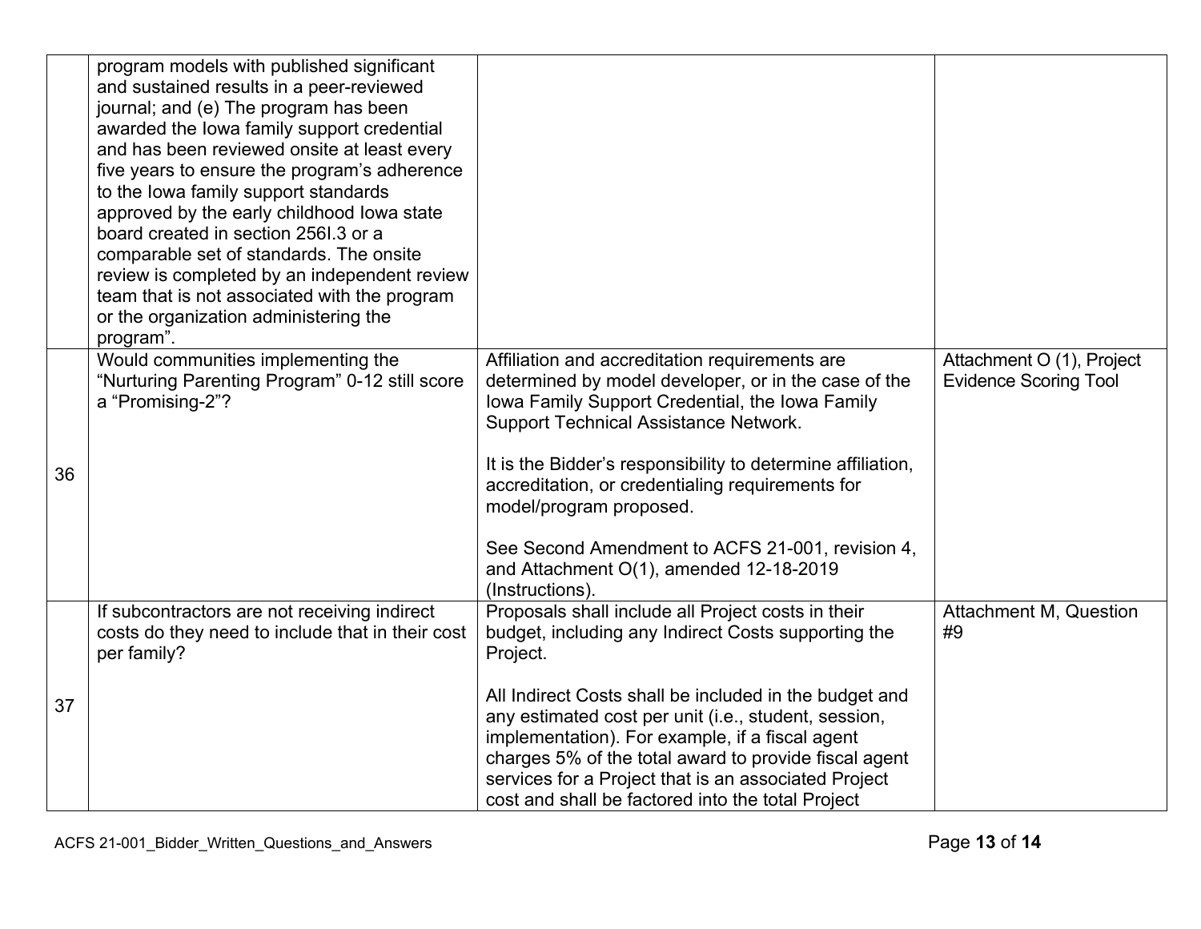| | | | |
|---|---|---|---|
| | program models with published significant and sustained results in a peer-reviewed journal; and (e) The program has been awarded the Iowa family support credential and has been reviewed onsite at least every five years to ensure the program's adherence to the Iowa family support standards approved by the early childhood Iowa state board created in section 256I.3 or a comparable set of standards. The onsite review is completed by an independent review team that is not associated with the program or the organization administering the program". | | |
| 36 | Would communities implementing the "Nurturing Parenting Program" 0-12 still score a "Promising-2"? | Affiliation and accreditation requirements are determined by model developer, or in the case of the Iowa Family Support Credential, the Iowa Family Support Technical Assistance Network.<br><br>It is the Bidder's responsibility to determine affiliation, accreditation, or credentialing requirements for model/program proposed.<br><br>See Second Amendment to ACFS 21-001, revision 4, and Attachment O(1), amended 12-18-2019 (Instructions). | Attachment O (1), Project Evidence Scoring Tool |
| 37 | If subcontractors are not receiving indirect costs do they need to include that in their cost per family? | Proposals shall include all Project costs in their budget, including any Indirect Costs supporting the Project.<br><br>All Indirect Costs shall be included in the budget and any estimated cost per unit (i.e., student, session, implementation). For example, if a fiscal agent charges 5% of the total award to provide fiscal agent services for a Project that is an associated Project cost and shall be factored into the total Project | Attachment M, Question #9 |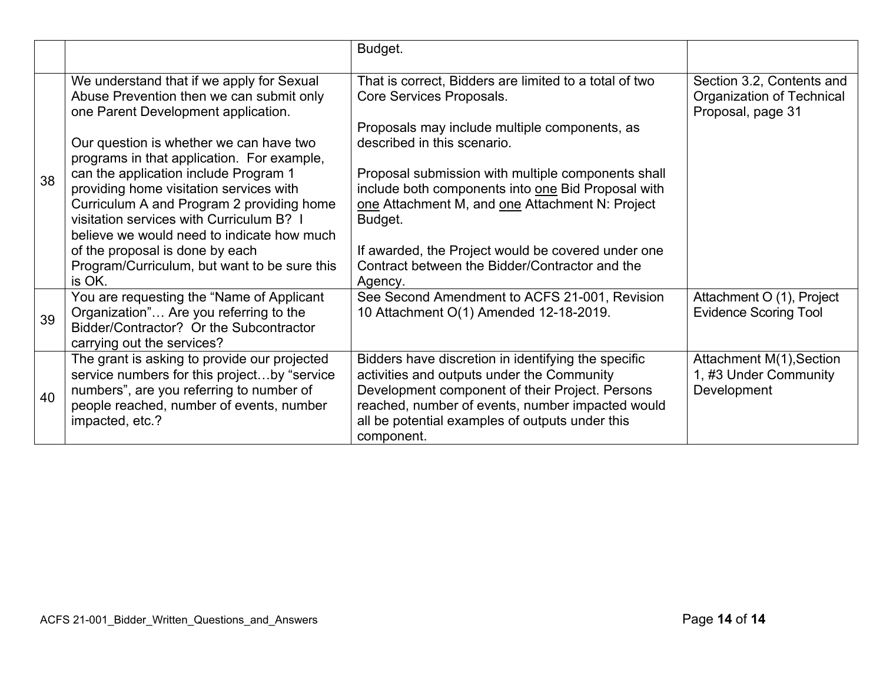| | | | |
|---|---|---|---|
| | | Budget. | |
| 38 | We understand that if we apply for Sexual Abuse Prevention then we can submit only one Parent Development application.<br><br>Our question is whether we can have two programs in that application. For example, can the application include Program 1 providing home visitation services with Curriculum A and Program 2 providing home visitation services with Curriculum B? I believe we would need to indicate how much of the proposal is done by each Program/Curriculum, but want to be sure this is OK. | That is correct, Bidders are limited to a total of two Core Services Proposals.<br><br>Proposals may include multiple components, as described in this scenario.<br><br>Proposal submission with multiple components shall include both components into <u>one</u> Bid Proposal with <u>one</u> Attachment M, and <u>one</u> Attachment N: Project Budget.<br><br>If awarded, the Project would be covered under one Contract between the Bidder/Contractor and the Agency. | Section 3.2, Contents and Organization of Technical Proposal, page 31 |
| 39 | You are requesting the "Name of Applicant Organization"… Are you referring to the Bidder/Contractor? Or the Subcontractor carrying out the services? | See Second Amendment to ACFS 21-001, Revision 10 Attachment O(1) Amended 12-18-2019. | Attachment O (1), Project Evidence Scoring Tool |
| 40 | The grant is asking to provide our projected service numbers for this project…by "service numbers", are you referring to number of people reached, number of events, number impacted, etc.? | Bidders have discretion in identifying the specific activities and outputs under the Community Development component of their Project. Persons reached, number of events, number impacted would all be potential examples of outputs under this component. | Attachment M(1),Section 1, #3 Under Community Development |